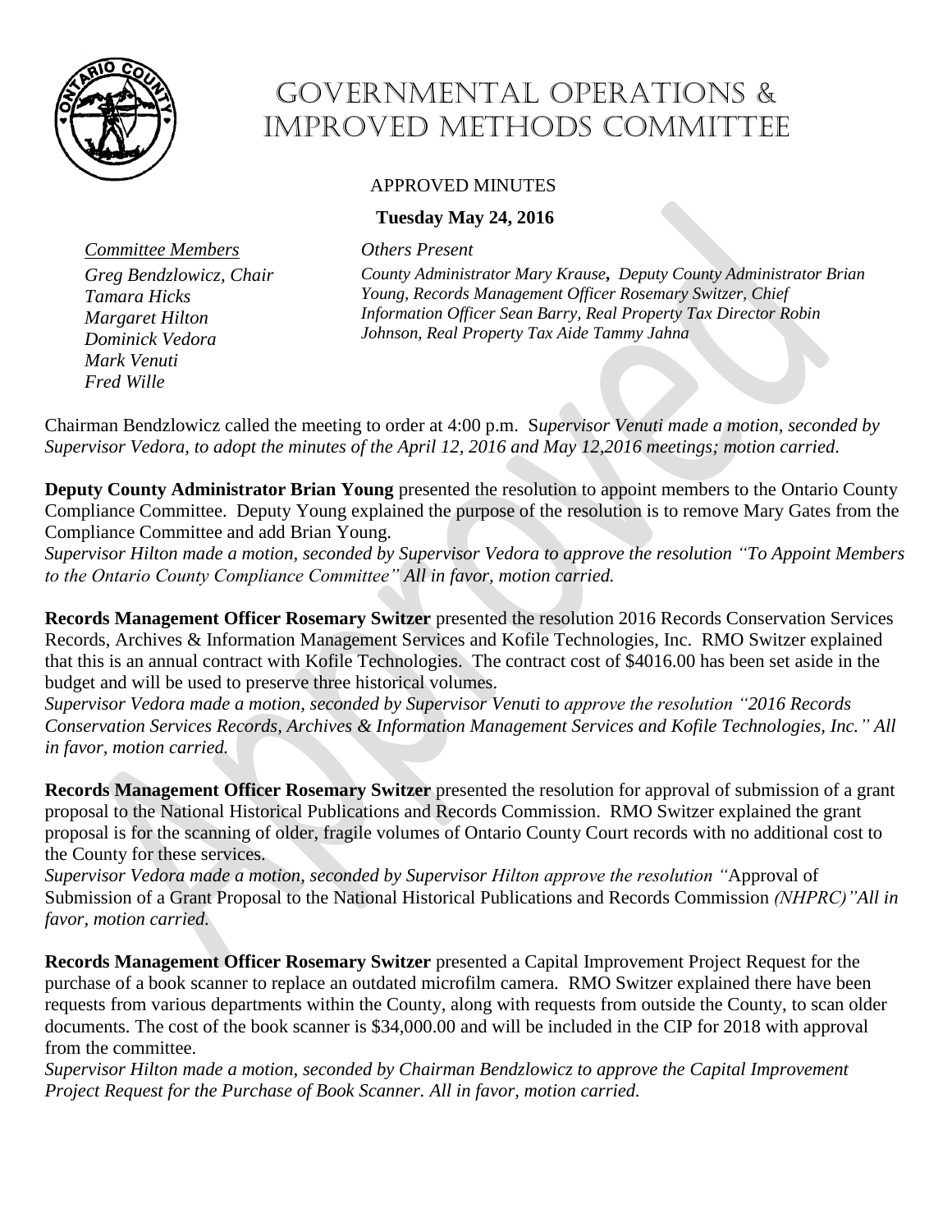# Governmental Operations & Improved Methods Committee

APPROVED MINUTES

**Tuesday May 24, 2016**

*Committee Members*

*Greg Bendzlowicz, Chair*
*Tamara Hicks*
*Margaret Hilton*
*Dominick Vedora*
*Mark Venuti*
*Fred Wille*

*Others Present*

*County Administrator Mary Krause, Deputy County Administrator Brian Young, Records Management Officer Rosemary Switzer, Chief Information Officer Sean Barry, Real Property Tax Director Robin Johnson, Real Property Tax Aide Tammy Jahna*

Chairman Bendzlowicz called the meeting to order at 4:00 p.m. S*upervisor Venuti made a motion, seconded by Supervisor Vedora, to adopt the minutes of the April 12, 2016 and May 12,2016 meetings; motion carried.*

**Deputy County Administrator Brian Young** presented the resolution to appoint members to the Ontario County Compliance Committee. Deputy Young explained the purpose of the resolution is to remove Mary Gates from the Compliance Committee and add Brian Young.

*Supervisor Hilton made a motion, seconded by Supervisor Vedora to approve the resolution "To Appoint Members to the Ontario County Compliance Committee" All in favor, motion carried.*

**Records Management Officer Rosemary Switzer** presented the resolution 2016 Records Conservation Services Records, Archives & Information Management Services and Kofile Technologies, Inc. RMO Switzer explained that this is an annual contract with Kofile Technologies. The contract cost of $4016.00 has been set aside in the budget and will be used to preserve three historical volumes.

*Supervisor Vedora made a motion, seconded by Supervisor Venuti to approve the resolution "2016 Records Conservation Services Records, Archives & Information Management Services and Kofile Technologies, Inc." All in favor, motion carried.*

**Records Management Officer Rosemary Switzer** presented the resolution for approval of submission of a grant proposal to the National Historical Publications and Records Commission. RMO Switzer explained the grant proposal is for the scanning of older, fragile volumes of Ontario County Court records with no additional cost to the County for these services.

*Supervisor Vedora made a motion, seconded by Supervisor Hilton approve the resolution "*Approval of Submission of a Grant Proposal to the National Historical Publications and Records Commission *(NHPRC)"All in favor, motion carried.*

**Records Management Officer Rosemary Switzer** presented a Capital Improvement Project Request for the purchase of a book scanner to replace an outdated microfilm camera. RMO Switzer explained there have been requests from various departments within the County, along with requests from outside the County, to scan older documents. The cost of the book scanner is $34,000.00 and will be included in the CIP for 2018 with approval from the committee.

*Supervisor Hilton made a motion, seconded by Chairman Bendzlowicz to approve the Capital Improvement Project Request for the Purchase of Book Scanner. All in favor, motion carried.*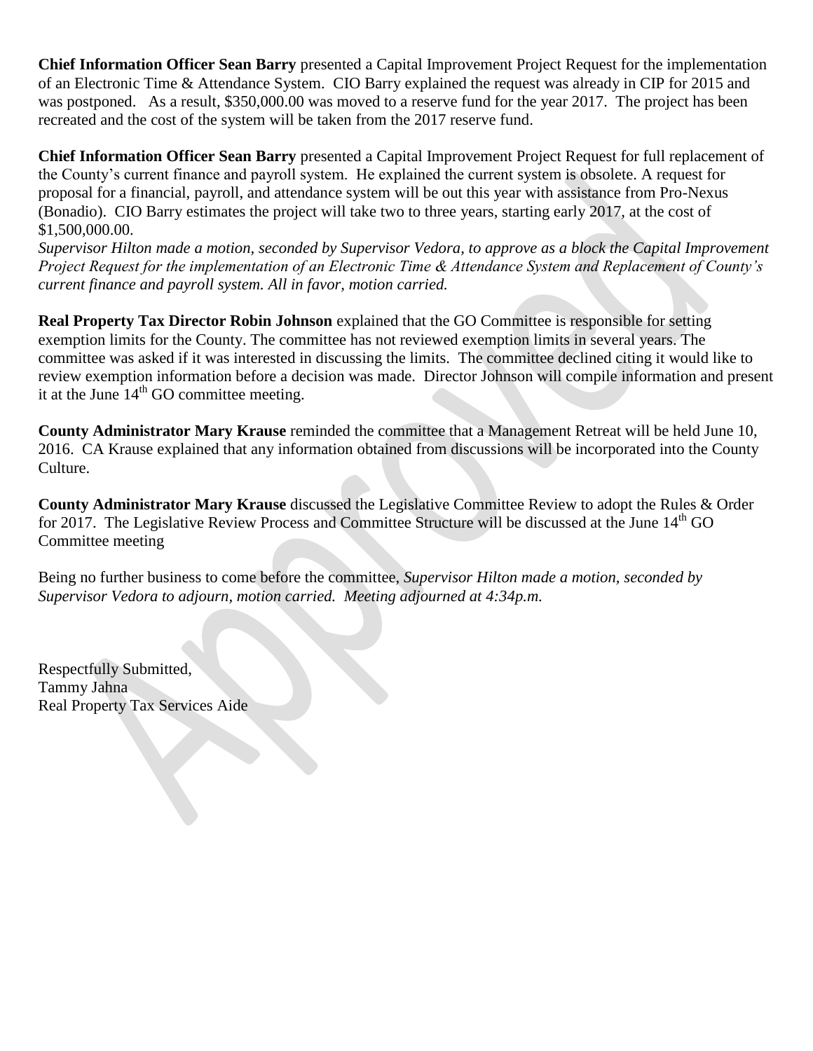**Chief Information Officer Sean Barry** presented a Capital Improvement Project Request for the implementation of an Electronic Time & Attendance System. CIO Barry explained the request was already in CIP for 2015 and was postponed. As a result, $350,000.00 was moved to a reserve fund for the year 2017. The project has been recreated and the cost of the system will be taken from the 2017 reserve fund.

**Chief Information Officer Sean Barry** presented a Capital Improvement Project Request for full replacement of the County's current finance and payroll system. He explained the current system is obsolete. A request for proposal for a financial, payroll, and attendance system will be out this year with assistance from Pro-Nexus (Bonadio). CIO Barry estimates the project will take two to three years, starting early 2017, at the cost of $1,500,000.00.
*Supervisor Hilton made a motion, seconded by Supervisor Vedora, to approve as a block the Capital Improvement Project Request for the implementation of an Electronic Time & Attendance System and Replacement of County's current finance and payroll system. All in favor, motion carried.*

**Real Property Tax Director Robin Johnson** explained that the GO Committee is responsible for setting exemption limits for the County. The committee has not reviewed exemption limits in several years. The committee was asked if it was interested in discussing the limits. The committee declined citing it would like to review exemption information before a decision was made. Director Johnson will compile information and present it at the June 14th GO committee meeting.

**County Administrator Mary Krause** reminded the committee that a Management Retreat will be held June 10, 2016. CA Krause explained that any information obtained from discussions will be incorporated into the County Culture.

**County Administrator Mary Krause** discussed the Legislative Committee Review to adopt the Rules & Order for 2017. The Legislative Review Process and Committee Structure will be discussed at the June 14th GO Committee meeting

Being no further business to come before the committee, *Supervisor Hilton made a motion, seconded by Supervisor Vedora to adjourn, motion carried. Meeting adjourned at 4:34p.m.*

Respectfully Submitted,
Tammy Jahna
Real Property Tax Services Aide